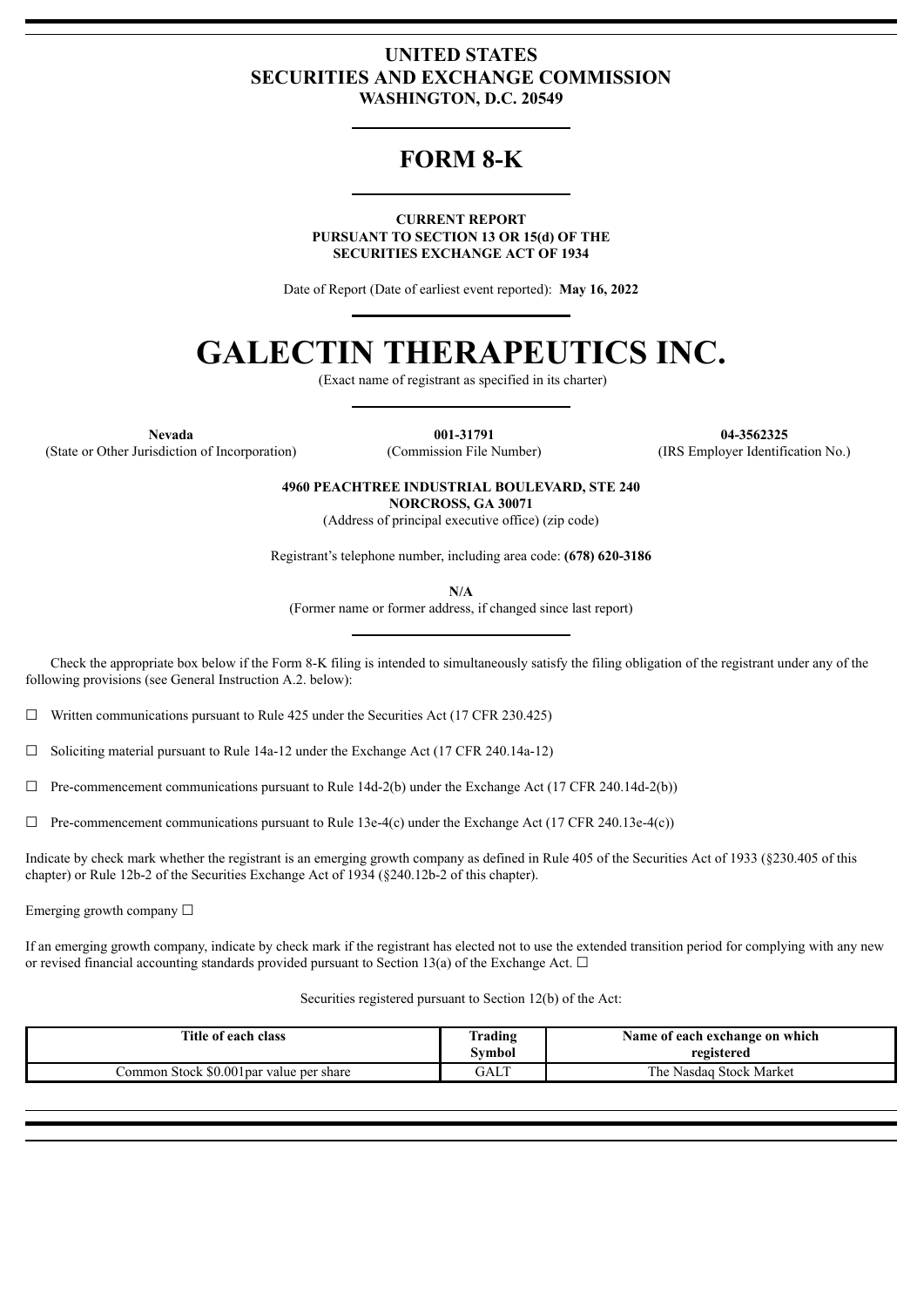# UNITED STATES
# SECURITIES AND EXCHANGE COMMISSION
**WASHINGTON, D.C. 20549**

# FORM 8-K

**CURRENT REPORT**
**PURSUANT TO SECTION 13 OR 15(d) OF THE**
**SECURITIES EXCHANGE ACT OF 1934**

Date of Report (Date of earliest event reported): **May 16, 2022**

# GALECTIN THERAPEUTICS INC.

(Exact name of registrant as specified in its charter)

| **Nevada** | **001-31791** | **04-3562325** |
|---|---|---|
| (State or Other Jurisdiction of Incorporation) | (Commission File Number) | (IRS Employer Identification No.) |

**4960 PEACHTREE INDUSTRIAL BOULEVARD, STE 240**
**NORCROSS, GA 30071**
(Address of principal executive office) (zip code)

Registrant's telephone number, including area code: **(678) 620-3186**

**N/A**
(Former name or former address, if changed since last report)

Check the appropriate box below if the Form 8-K filing is intended to simultaneously satisfy the filing obligation of the registrant under any of the following provisions (see General Instruction A.2. below):

☐ Written communications pursuant to Rule 425 under the Securities Act (17 CFR 230.425)

☐ Soliciting material pursuant to Rule 14a-12 under the Exchange Act (17 CFR 240.14a-12)

☐ Pre-commencement communications pursuant to Rule 14d-2(b) under the Exchange Act (17 CFR 240.14d-2(b))

☐ Pre-commencement communications pursuant to Rule 13e-4(c) under the Exchange Act (17 CFR 240.13e-4(c))

Indicate by check mark whether the registrant is an emerging growth company as defined in Rule 405 of the Securities Act of 1933 (§230.405 of this chapter) or Rule 12b-2 of the Securities Exchange Act of 1934 (§240.12b-2 of this chapter).

Emerging growth company ☐

If an emerging growth company, indicate by check mark if the registrant has elected not to use the extended transition period for complying with any new or revised financial accounting standards provided pursuant to Section 13(a) of the Exchange Act. ☐

Securities registered pursuant to Section 12(b) of the Act:

| Title of each class | Trading Symbol | Name of each exchange on which registered |
|---|---|---|
| Common Stock $0.001par value per share | GALT | The Nasdaq Stock Market |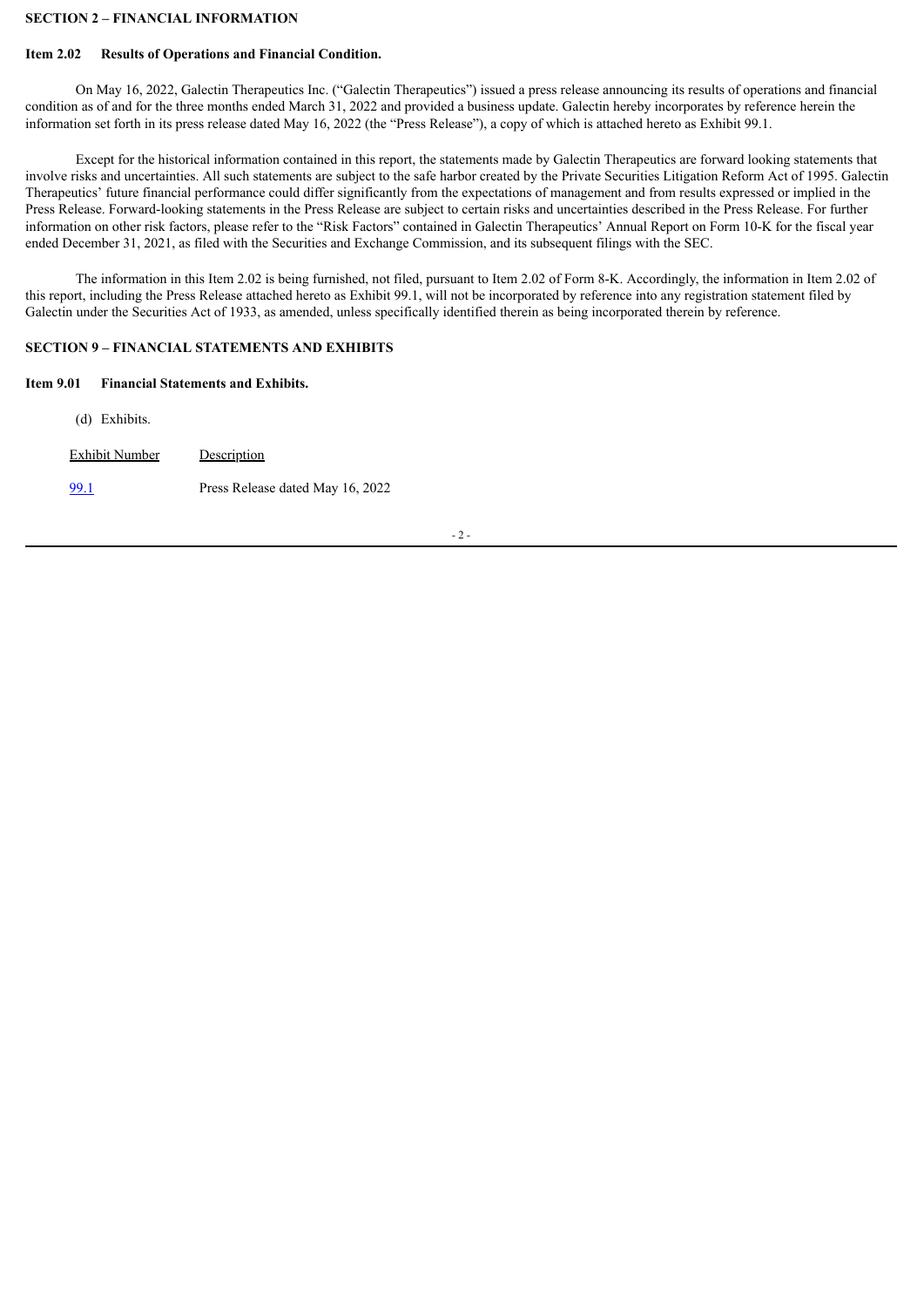## SECTION 2 – FINANCIAL INFORMATION

### Item 2.02 Results of Operations and Financial Condition.

On May 16, 2022, Galectin Therapeutics Inc. ("Galectin Therapeutics") issued a press release announcing its results of operations and financial condition as of and for the three months ended March 31, 2022 and provided a business update. Galectin hereby incorporates by reference herein the information set forth in its press release dated May 16, 2022 (the "Press Release"), a copy of which is attached hereto as Exhibit 99.1.

Except for the historical information contained in this report, the statements made by Galectin Therapeutics are forward looking statements that involve risks and uncertainties. All such statements are subject to the safe harbor created by the Private Securities Litigation Reform Act of 1995. Galectin Therapeutics' future financial performance could differ significantly from the expectations of management and from results expressed or implied in the Press Release. Forward-looking statements in the Press Release are subject to certain risks and uncertainties described in the Press Release. For further information on other risk factors, please refer to the "Risk Factors" contained in Galectin Therapeutics' Annual Report on Form 10-K for the fiscal year ended December 31, 2021, as filed with the Securities and Exchange Commission, and its subsequent filings with the SEC.

The information in this Item 2.02 is being furnished, not filed, pursuant to Item 2.02 of Form 8-K. Accordingly, the information in Item 2.02 of this report, including the Press Release attached hereto as Exhibit 99.1, will not be incorporated by reference into any registration statement filed by Galectin under the Securities Act of 1933, as amended, unless specifically identified therein as being incorporated therein by reference.

## SECTION 9 – FINANCIAL STATEMENTS AND EXHIBITS

### Item 9.01 Financial Statements and Exhibits.

(d) Exhibits.

| Exhibit Number | Description |
| --- | --- |
| 99.1 | Press Release dated May 16, 2022 |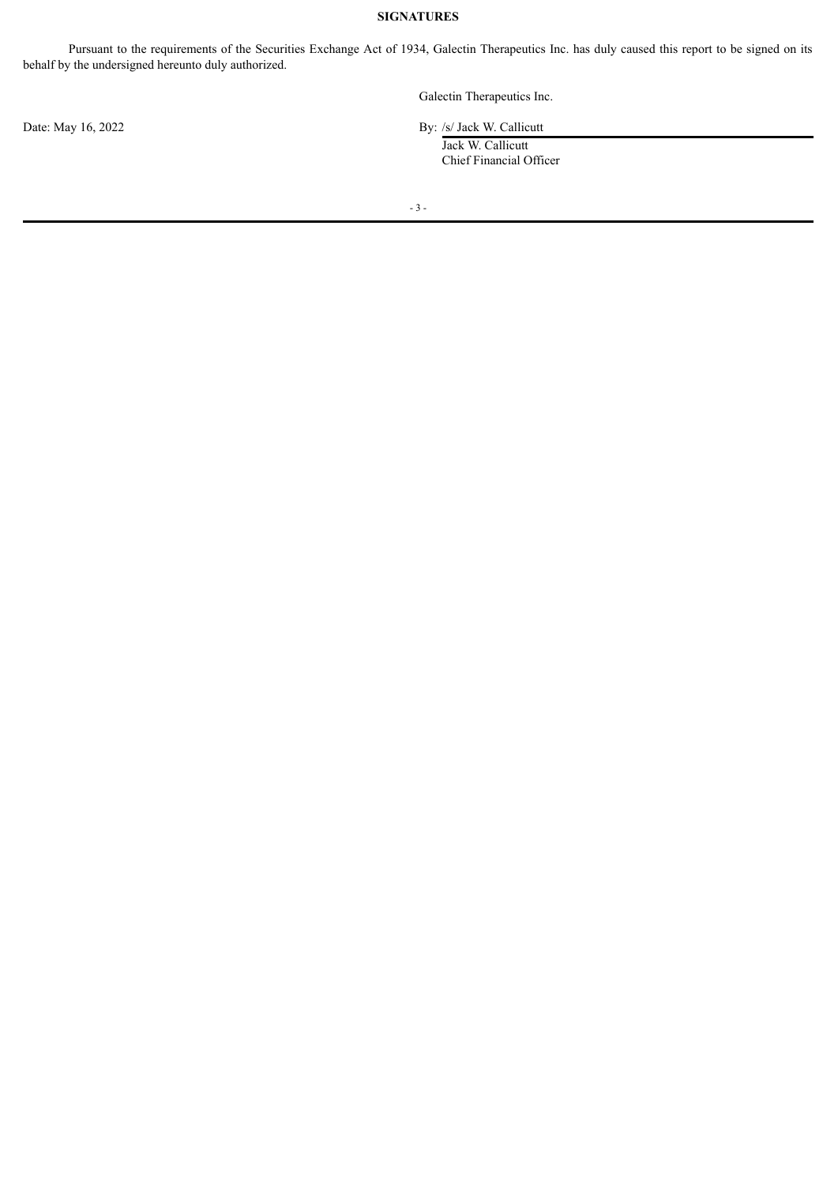**SIGNATURES**

Pursuant to the requirements of the Securities Exchange Act of 1934, Galectin Therapeutics Inc. has duly caused this report to be signed on its behalf by the undersigned hereunto duly authorized.

Galectin Therapeutics Inc.

Date: May 16, 2022

By: /s/ Jack W. Callicutt

Jack W. Callicutt
Chief Financial Officer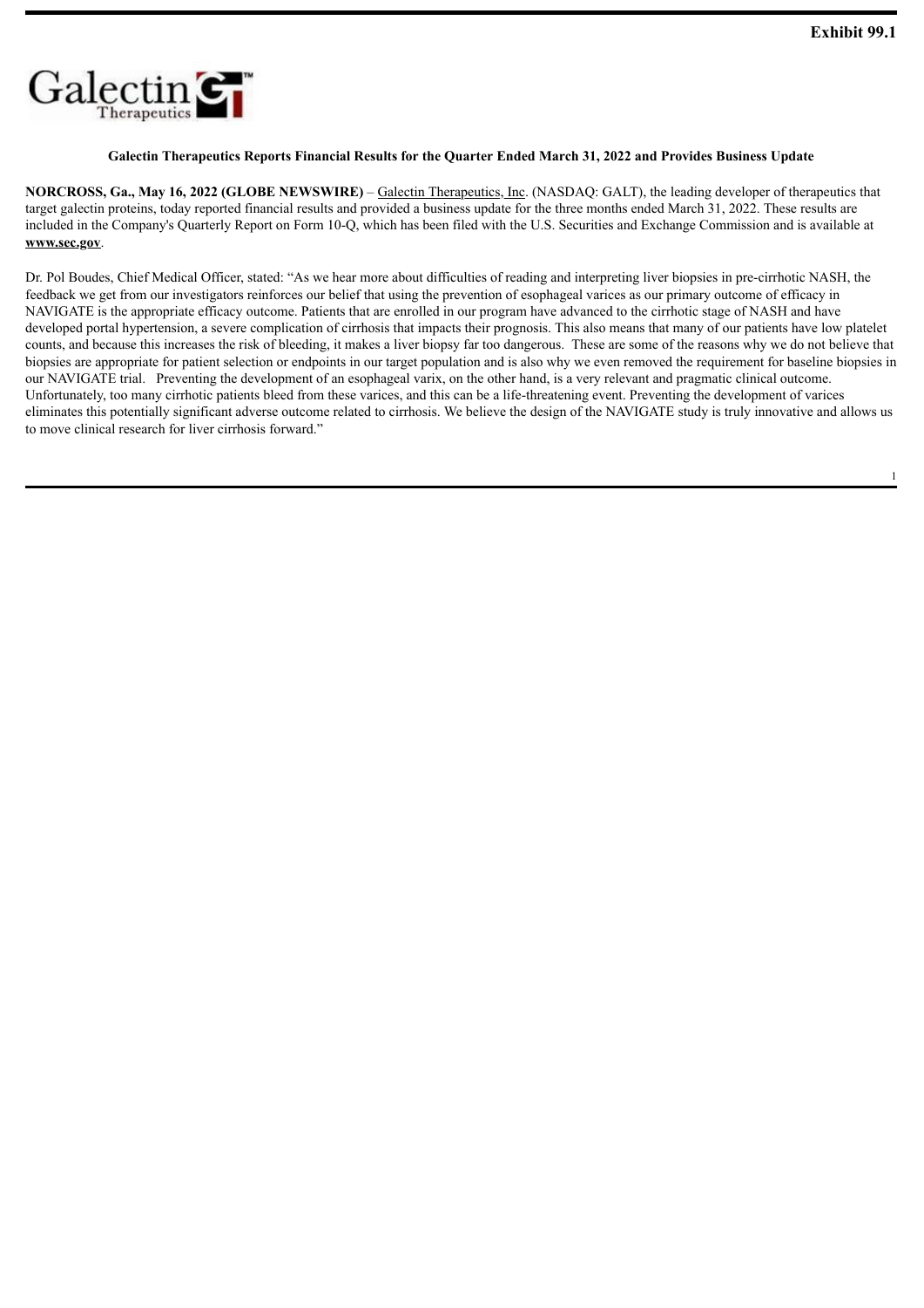Exhibit 99.1

**Galectin Therapeutics Reports Financial Results for the Quarter Ended March 31, 2022 and Provides Business Update**

**NORCROSS, Ga., May 16, 2022 (GLOBE NEWSWIRE)** – Galectin Therapeutics, Inc. (NASDAQ: GALT), the leading developer of therapeutics that target galectin proteins, today reported financial results and provided a business update for the three months ended March 31, 2022. These results are included in the Company's Quarterly Report on Form 10-Q, which has been filed with the U.S. Securities and Exchange Commission and is available at **www.sec.gov**.

Dr. Pol Boudes, Chief Medical Officer, stated: "As we hear more about difficulties of reading and interpreting liver biopsies in pre-cirrhotic NASH, the feedback we get from our investigators reinforces our belief that using the prevention of esophageal varices as our primary outcome of efficacy in NAVIGATE is the appropriate efficacy outcome. Patients that are enrolled in our program have advanced to the cirrhotic stage of NASH and have developed portal hypertension, a severe complication of cirrhosis that impacts their prognosis. This also means that many of our patients have low platelet counts, and because this increases the risk of bleeding, it makes a liver biopsy far too dangerous. These are some of the reasons why we do not believe that biopsies are appropriate for patient selection or endpoints in our target population and is also why we even removed the requirement for baseline biopsies in our NAVIGATE trial. Preventing the development of an esophageal varix, on the other hand, is a very relevant and pragmatic clinical outcome. Unfortunately, too many cirrhotic patients bleed from these varices, and this can be a life-threatening event. Preventing the development of varices eliminates this potentially significant adverse outcome related to cirrhosis. We believe the design of the NAVIGATE study is truly innovative and allows us to move clinical research for liver cirrhosis forward."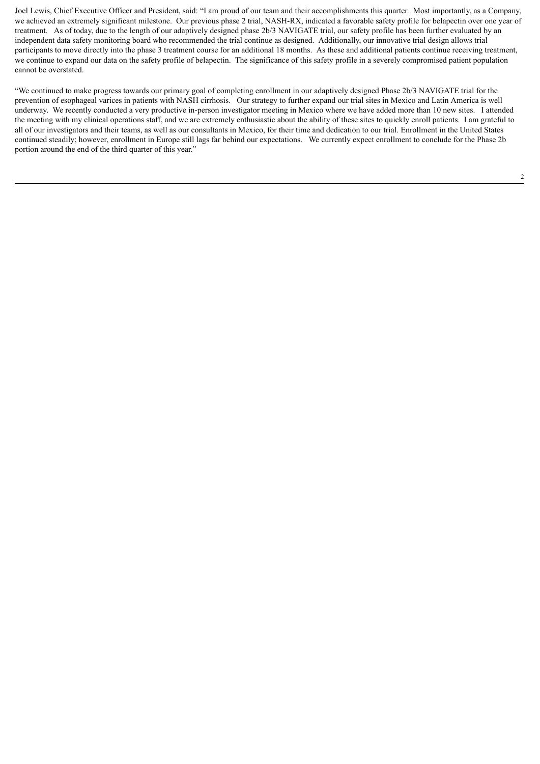Joel Lewis, Chief Executive Officer and President, said: "I am proud of our team and their accomplishments this quarter. Most importantly, as a Company, we achieved an extremely significant milestone. Our previous phase 2 trial, NASH-RX, indicated a favorable safety profile for belapectin over one year of treatment. As of today, due to the length of our adaptively designed phase 2b/3 NAVIGATE trial, our safety profile has been further evaluated by an independent data safety monitoring board who recommended the trial continue as designed. Additionally, our innovative trial design allows trial participants to move directly into the phase 3 treatment course for an additional 18 months. As these and additional patients continue receiving treatment, we continue to expand our data on the safety profile of belapectin. The significance of this safety profile in a severely compromised patient population cannot be overstated.

"We continued to make progress towards our primary goal of completing enrollment in our adaptively designed Phase 2b/3 NAVIGATE trial for the prevention of esophageal varices in patients with NASH cirrhosis. Our strategy to further expand our trial sites in Mexico and Latin America is well underway. We recently conducted a very productive in-person investigator meeting in Mexico where we have added more than 10 new sites. I attended the meeting with my clinical operations staff, and we are extremely enthusiastic about the ability of these sites to quickly enroll patients. I am grateful to all of our investigators and their teams, as well as our consultants in Mexico, for their time and dedication to our trial. Enrollment in the United States continued steadily; however, enrollment in Europe still lags far behind our expectations. We currently expect enrollment to conclude for the Phase 2b portion around the end of the third quarter of this year."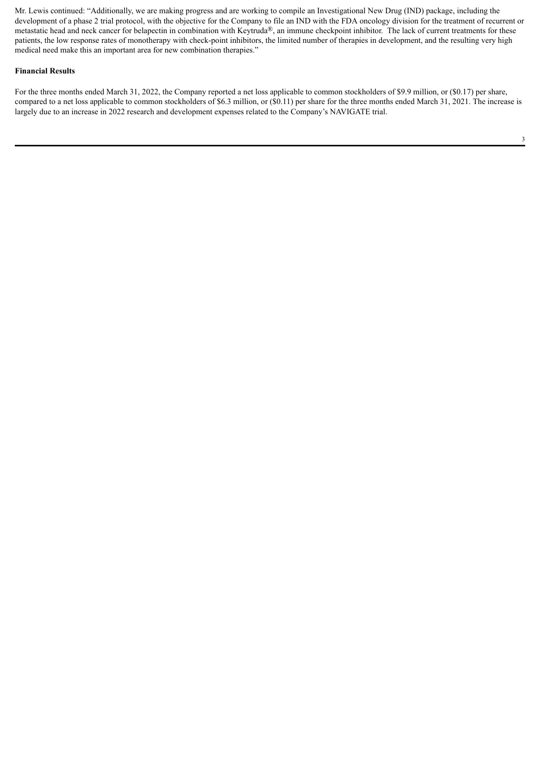Mr. Lewis continued: “Additionally, we are making progress and are working to compile an Investigational New Drug (IND) package, including the development of a phase 2 trial protocol, with the objective for the Company to file an IND with the FDA oncology division for the treatment of recurrent or metastatic head and neck cancer for belapectin in combination with Keytruda®, an immune checkpoint inhibitor. The lack of current treatments for these patients, the low response rates of monotherapy with check-point inhibitors, the limited number of therapies in development, and the resulting very high medical need make this an important area for new combination therapies.”

**Financial Results**

For the three months ended March 31, 2022, the Company reported a net loss applicable to common stockholders of $9.9 million, or ($0.17) per share, compared to a net loss applicable to common stockholders of $6.3 million, or ($0.11) per share for the three months ended March 31, 2021. The increase is largely due to an increase in 2022 research and development expenses related to the Company’s NAVIGATE trial.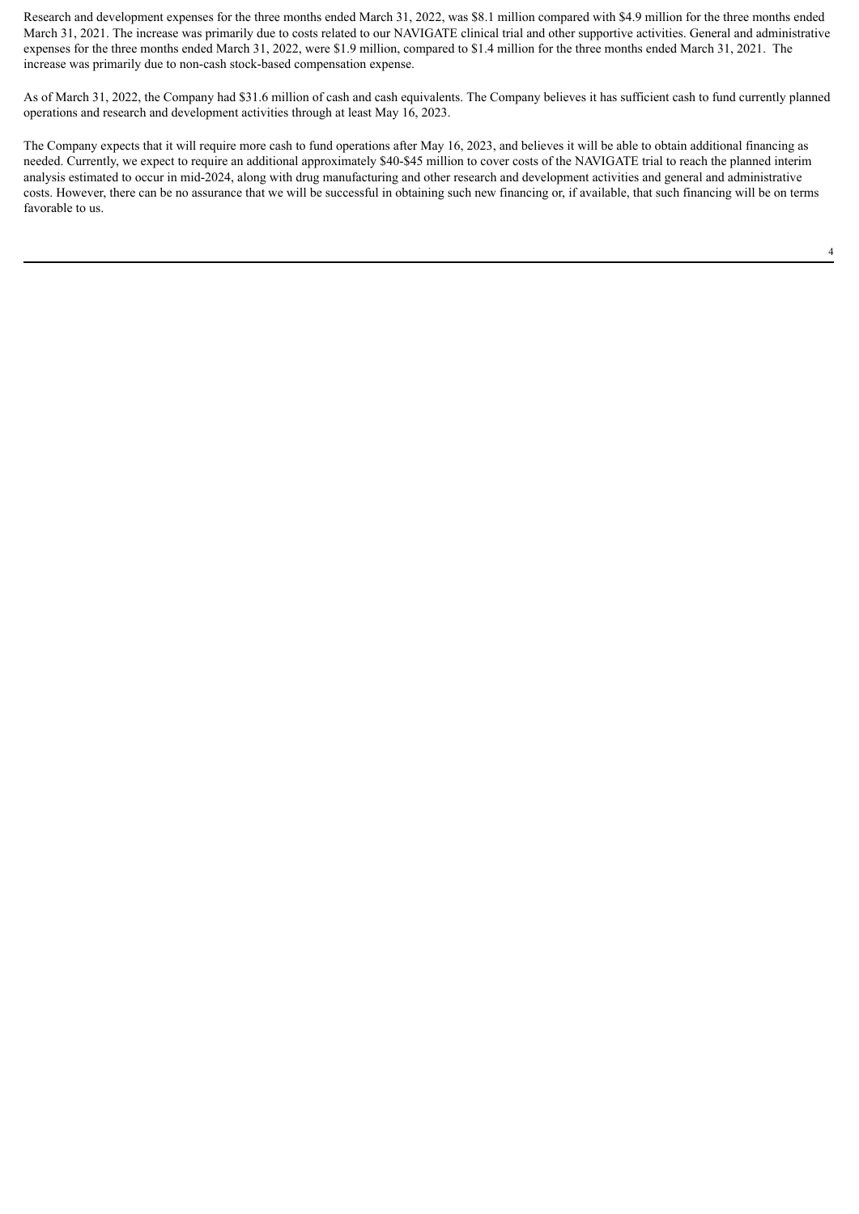Research and development expenses for the three months ended March 31, 2022, was $8.1 million compared with $4.9 million for the three months ended March 31, 2021. The increase was primarily due to costs related to our NAVIGATE clinical trial and other supportive activities. General and administrative expenses for the three months ended March 31, 2022, were $1.9 million, compared to $1.4 million for the three months ended March 31, 2021. The increase was primarily due to non-cash stock-based compensation expense.

As of March 31, 2022, the Company had $31.6 million of cash and cash equivalents. The Company believes it has sufficient cash to fund currently planned operations and research and development activities through at least May 16, 2023.

The Company expects that it will require more cash to fund operations after May 16, 2023, and believes it will be able to obtain additional financing as needed. Currently, we expect to require an additional approximately $40-$45 million to cover costs of the NAVIGATE trial to reach the planned interim analysis estimated to occur in mid-2024, along with drug manufacturing and other research and development activities and general and administrative costs. However, there can be no assurance that we will be successful in obtaining such new financing or, if available, that such financing will be on terms favorable to us.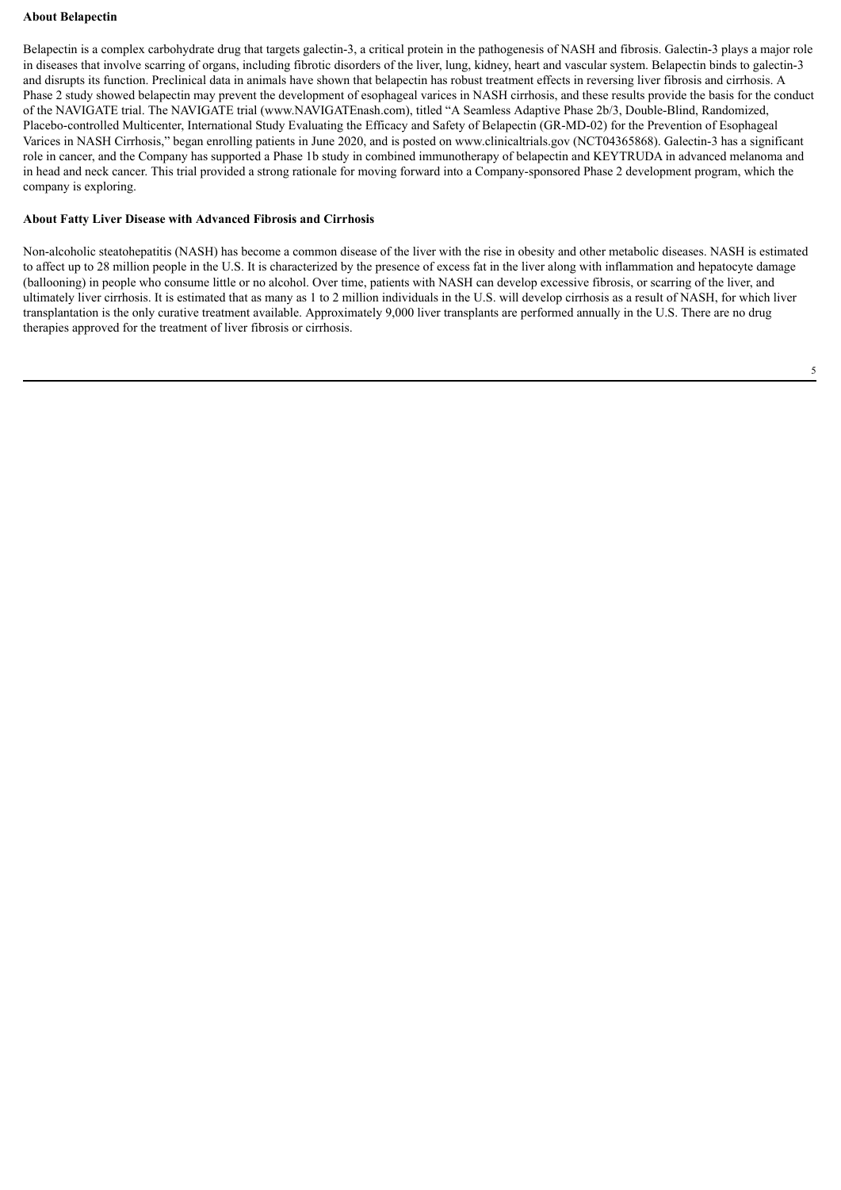**About Belapectin**

Belapectin is a complex carbohydrate drug that targets galectin-3, a critical protein in the pathogenesis of NASH and fibrosis. Galectin-3 plays a major role in diseases that involve scarring of organs, including fibrotic disorders of the liver, lung, kidney, heart and vascular system. Belapectin binds to galectin-3 and disrupts its function. Preclinical data in animals have shown that belapectin has robust treatment effects in reversing liver fibrosis and cirrhosis. A Phase 2 study showed belapectin may prevent the development of esophageal varices in NASH cirrhosis, and these results provide the basis for the conduct of the NAVIGATE trial. The NAVIGATE trial (www.NAVIGATEnash.com), titled "A Seamless Adaptive Phase 2b/3, Double-Blind, Randomized, Placebo-controlled Multicenter, International Study Evaluating the Efficacy and Safety of Belapectin (GR-MD-02) for the Prevention of Esophageal Varices in NASH Cirrhosis," began enrolling patients in June 2020, and is posted on www.clinicaltrials.gov (NCT04365868). Galectin-3 has a significant role in cancer, and the Company has supported a Phase 1b study in combined immunotherapy of belapectin and KEYTRUDA in advanced melanoma and in head and neck cancer. This trial provided a strong rationale for moving forward into a Company-sponsored Phase 2 development program, which the company is exploring.

**About Fatty Liver Disease with Advanced Fibrosis and Cirrhosis**

Non-alcoholic steatohepatitis (NASH) has become a common disease of the liver with the rise in obesity and other metabolic diseases. NASH is estimated to affect up to 28 million people in the U.S. It is characterized by the presence of excess fat in the liver along with inflammation and hepatocyte damage (ballooning) in people who consume little or no alcohol. Over time, patients with NASH can develop excessive fibrosis, or scarring of the liver, and ultimately liver cirrhosis. It is estimated that as many as 1 to 2 million individuals in the U.S. will develop cirrhosis as a result of NASH, for which liver transplantation is the only curative treatment available. Approximately 9,000 liver transplants are performed annually in the U.S. There are no drug therapies approved for the treatment of liver fibrosis or cirrhosis.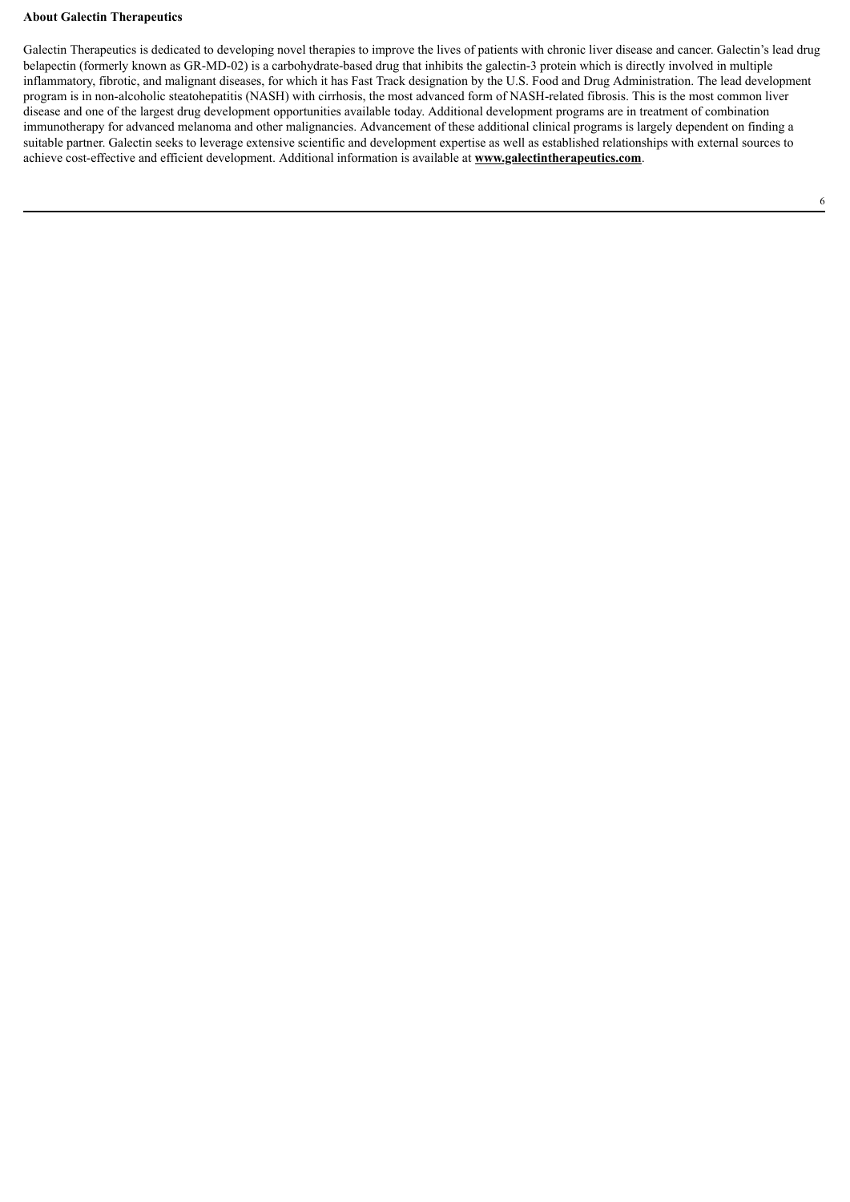**About Galectin Therapeutics**

Galectin Therapeutics is dedicated to developing novel therapies to improve the lives of patients with chronic liver disease and cancer. Galectin's lead drug belapectin (formerly known as GR-MD-02) is a carbohydrate-based drug that inhibits the galectin-3 protein which is directly involved in multiple inflammatory, fibrotic, and malignant diseases, for which it has Fast Track designation by the U.S. Food and Drug Administration. The lead development program is in non-alcoholic steatohepatitis (NASH) with cirrhosis, the most advanced form of NASH-related fibrosis. This is the most common liver disease and one of the largest drug development opportunities available today. Additional development programs are in treatment of combination immunotherapy for advanced melanoma and other malignancies. Advancement of these additional clinical programs is largely dependent on finding a suitable partner. Galectin seeks to leverage extensive scientific and development expertise as well as established relationships with external sources to achieve cost-effective and efficient development. Additional information is available at **www.galectintherapeutics.com**.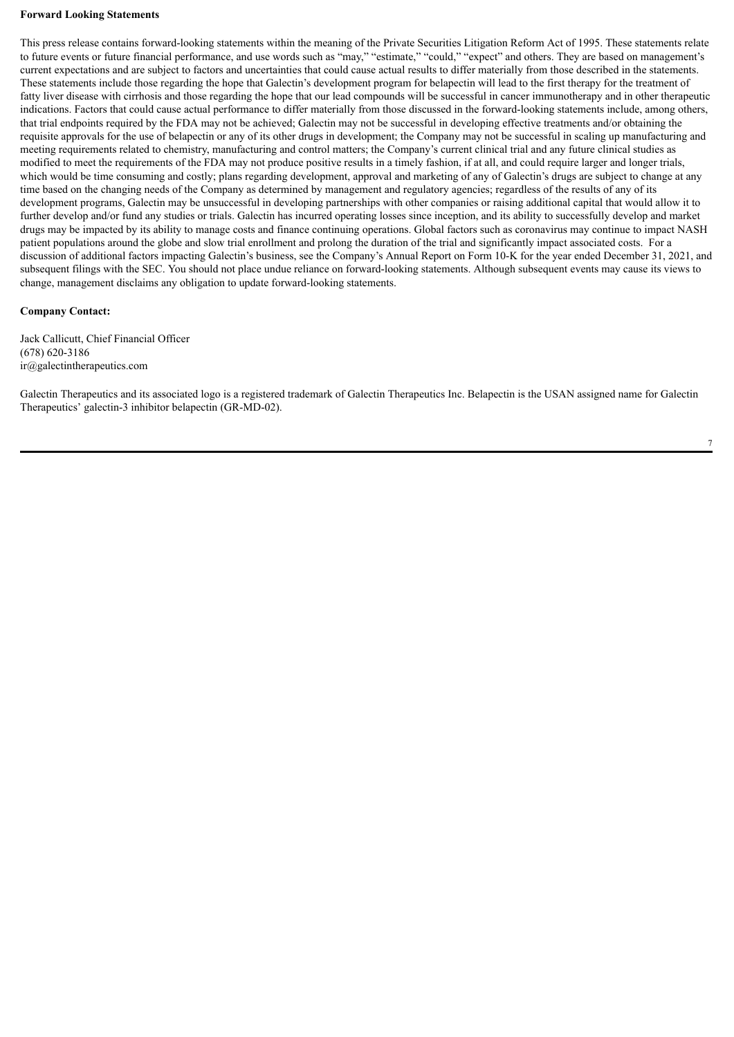**Forward Looking Statements**

This press release contains forward-looking statements within the meaning of the Private Securities Litigation Reform Act of 1995. These statements relate to future events or future financial performance, and use words such as "may," "estimate," "could," "expect" and others. They are based on management's current expectations and are subject to factors and uncertainties that could cause actual results to differ materially from those described in the statements. These statements include those regarding the hope that Galectin's development program for belapectin will lead to the first therapy for the treatment of fatty liver disease with cirrhosis and those regarding the hope that our lead compounds will be successful in cancer immunotherapy and in other therapeutic indications. Factors that could cause actual performance to differ materially from those discussed in the forward-looking statements include, among others, that trial endpoints required by the FDA may not be achieved; Galectin may not be successful in developing effective treatments and/or obtaining the requisite approvals for the use of belapectin or any of its other drugs in development; the Company may not be successful in scaling up manufacturing and meeting requirements related to chemistry, manufacturing and control matters; the Company's current clinical trial and any future clinical studies as modified to meet the requirements of the FDA may not produce positive results in a timely fashion, if at all, and could require larger and longer trials, which would be time consuming and costly; plans regarding development, approval and marketing of any of Galectin's drugs are subject to change at any time based on the changing needs of the Company as determined by management and regulatory agencies; regardless of the results of any of its development programs, Galectin may be unsuccessful in developing partnerships with other companies or raising additional capital that would allow it to further develop and/or fund any studies or trials. Galectin has incurred operating losses since inception, and its ability to successfully develop and market drugs may be impacted by its ability to manage costs and finance continuing operations. Global factors such as coronavirus may continue to impact NASH patient populations around the globe and slow trial enrollment and prolong the duration of the trial and significantly impact associated costs. For a discussion of additional factors impacting Galectin's business, see the Company's Annual Report on Form 10-K for the year ended December 31, 2021, and subsequent filings with the SEC. You should not place undue reliance on forward-looking statements. Although subsequent events may cause its views to change, management disclaims any obligation to update forward-looking statements.

**Company Contact:**

Jack Callicutt, Chief Financial Officer
(678) 620-3186
ir@galectintherapeutics.com

Galectin Therapeutics and its associated logo is a registered trademark of Galectin Therapeutics Inc. Belapectin is the USAN assigned name for Galectin Therapeutics' galectin-3 inhibitor belapectin (GR-MD-02).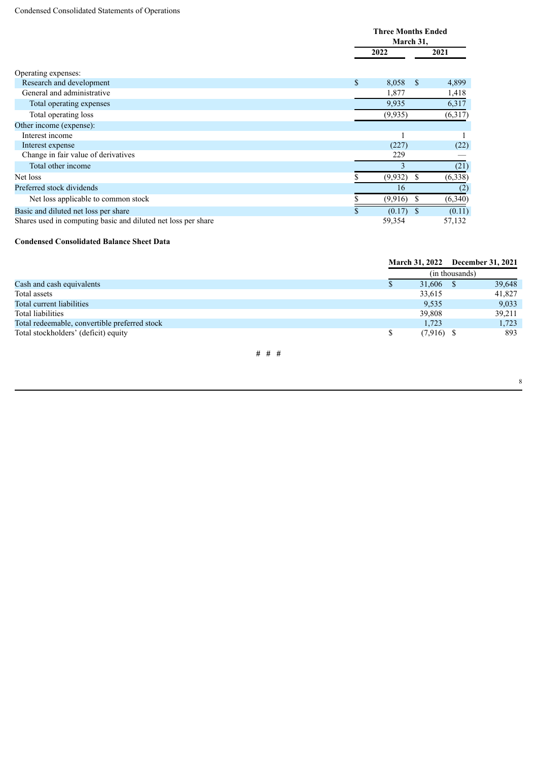Condensed Consolidated Statements of Operations

| | Three Months Ended March 31, | |
|---|---|---|
| | 2022 | 2021 |
| Operating expenses: | | |
| Research and development | $ 8,058 | $ 4,899 |
| General and administrative | 1,877 | 1,418 |
| Total operating expenses | 9,935 | 6,317 |
| Total operating loss | (9,935) | (6,317) |
| Other income (expense): | | |
| Interest income | 1 | 1 |
| Interest expense | (227) | (22) |
| Change in fair value of derivatives | 229 | — |
| Total other income | 3 | (21) |
| Net loss | $ (9,932) | $ (6,338) |
| Preferred stock dividends | 16 | (2) |
| Net loss applicable to common stock | $ (9,916) | $ (6,340) |
| Basic and diluted net loss per share | $ (0.17) | $ (0.11) |
| Shares used in computing basic and diluted net loss per share | 59,354 | 57,132 |

**Condensed Consolidated Balance Sheet Data**

| | March 31, 2022 | December 31, 2021 |
|---|---|---|
| | (in thousands) | |
| Cash and cash equivalents | $ 31,606 | $ 39,648 |
| Total assets | 33,615 | 41,827 |
| Total current liabilities | 9,535 | 9,033 |
| Total liabilities | 39,808 | 39,211 |
| Total redeemable, convertible preferred stock | 1,723 | 1,723 |
| Total stockholders' (deficit) equity | $ (7,916) | $ 893 |

# # #